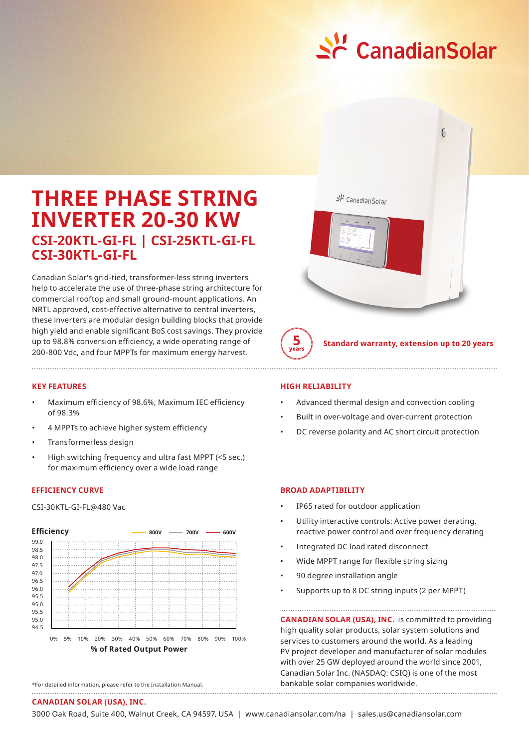# THREE PHASE STRING INVERTER 20-30 KW

## CSI-20KTL-GI-FL | CSI-25KTL-GI-FL CSI-30KTL-GI-FL

Canadian Solar's grid-tied, transformer-less string inverters help to accelerate the use of three-phase string architecture for commercial rooftop and small ground-mount applications. An NRTL approved, cost-effective alternative to central inverters, these inverters are modular design building blocks that provide high yield and enable significant BoS cost savings. They provide up to 98.8% conversion efficiency, a wide operating range of 200-800 Vdc, and four MPPTs for maximum energy harvest.

**5 years** — **Standard warranty, extension up to 20 years**

### KEY FEATURES

- Maximum efficiency of 98.6%, Maximum IEC efficiency of 98.3%
- 4 MPPTs to achieve higher system efficiency
- Transformerless design
- High switching frequency and ultra fast MPPT (<5 sec.) for maximum efficiency over a wide load range

### EFFICIENCY CURVE

CSI-30KTL-GI-FL@480 Vac

Efficiency — 800V — 700V — 600V

Y-axis: 99.0, 98.5, 98.0, 97.5, 97.0, 96.5, 96.0, 95.5, 95.0, 95.5, 95.0, 94.5

X-axis: 0% 5% 10% 20% 30% 40% 50% 60% 70% 80% 90% 100%

**% of Rated Output Power**

*For detailed information, please refer to the Installation Manual.

### HIGH RELIABILITY

- Advanced thermal design and convection cooling
- Built in over-voltage and over-current protection
- DC reverse polarity and AC short circuit protection

### BROAD ADAPTIBILITY

- IP65 rated for outdoor application
- Utility interactive controls: Active power derating, reactive power control and over frequency derating
- Integrated DC load rated disconnect
- Wide MPPT range for flexible string sizing
- 90 degree installation angle
- Supports up to 8 DC string inputs (2 per MPPT)

**CANADIAN SOLAR (USA), INC.** is committed to providing high quality solar products, solar system solutions and services to customers around the world. As a leading PV project developer and manufacturer of solar modules with over 25 GW deployed around the world since 2001, Canadian Solar Inc. (NASDAQ: CSIQ) is one of the most bankable solar companies worldwide.

**CANADIAN SOLAR (USA), INC.**

3000 Oak Road, Suite 400, Walnut Creek, CA 94597, USA | www.canadiansolar.com/na | sales.us@canadiansolar.com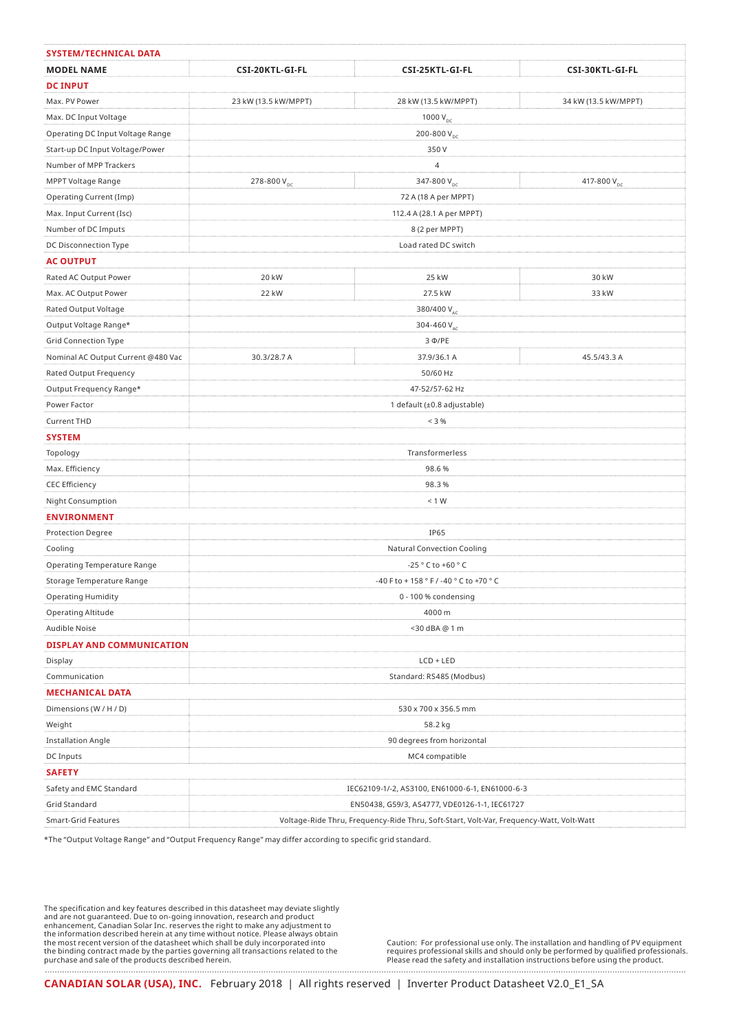| SYSTEM/TECHNICAL DATA | | | |
|---|---|---|---|
| **MODEL NAME** | **CSI-20KTL-GI-FL** | **CSI-25KTL-GI-FL** | **CSI-30KTL-GI-FL** |
| **DC INPUT** | | | |
| Max. PV Power | 23 kW (13.5 kW/MPPT) | 28 kW (13.5 kW/MPPT) | 34 kW (13.5 kW/MPPT) |
| Max. DC Input Voltage | 1000 $V_{DC}$ | | |
| Operating DC Input Voltage Range | 200-800 $V_{DC}$ | | |
| Start-up DC Input Voltage/Power | 350 V | | |
| Number of MPP Trackers | 4 | | |
| MPPT Voltage Range | 278-800 $V_{DC}$ | 347-800 $V_{DC}$ | 417-800 $V_{DC}$ |
| Operating Current (Imp) | 72 A (18 A per MPPT) | | |
| Max. Input Current (Isc) | 112.4 A (28.1 A per MPPT) | | |
| Number of DC Inputs | 8 (2 per MPPT) | | |
| DC Disconnection Type | Load rated DC switch | | |
| **AC OUTPUT** | | | |
| Rated AC Output Power | 20 kW | 25 kW | 30 kW |
| Max. AC Output Power | 22 kW | 27.5 kW | 33 kW |
| Rated Output Voltage | 380/400 $V_{AC}$ | | |
| Output Voltage Range* | 304-460 $V_{AC}$ | | |
| Grid Connection Type | 3 Φ/PE | | |
| Nominal AC Output Current @480 Vac | 30.3/28.7 A | 37.9/36.1 A | 45.5/43.3 A |
| Rated Output Frequency | 50/60 Hz | | |
| Output Frequency Range* | 47-52/57-62 Hz | | |
| Power Factor | 1 default (±0.8 adjustable) | | |
| Current THD | < 3 % | | |
| **SYSTEM** | | | |
| Topology | Transformerless | | |
| Max. Efficiency | 98.6 % | | |
| CEC Efficiency | 98.3 % | | |
| Night Consumption | < 1 W | | |
| **ENVIRONMENT** | | | |
| Protection Degree | IP65 | | |
| Cooling | Natural Convection Cooling | | |
| Operating Temperature Range | -25 ° C to +60 ° C | | |
| Storage Temperature Range | -40 F to + 158 ° F / -40 ° C to +70 ° C | | |
| Operating Humidity | 0 - 100 % condensing | | |
| Operating Altitude | 4000 m | | |
| Audible Noise | <30 dBA @ 1 m | | |
| **DISPLAY AND COMMUNICATION** | | | |
| Display | LCD + LED | | |
| Communication | Standard: RS485 (Modbus) | | |
| **MECHANICAL DATA** | | | |
| Dimensions (W / H / D) | 530 x 700 x 356.5 mm | | |
| Weight | 58.2 kg | | |
| Installation Angle | 90 degrees from horizontal | | |
| DC Inputs | MC4 compatible | | |
| **SAFETY** | | | |
| Safety and EMC Standard | IEC62109-1/-2, AS3100, EN61000-6-1, EN61000-6-3 | | |
| Grid Standard | EN50438, G59/3, AS4777, VDE0126-1-1, IEC61727 | | |
| Smart-Grid Features | Voltage-Ride Thru, Frequency-Ride Thru, Soft-Start, Volt-Var, Frequency-Watt, Volt-Watt | | |

*The "Output Voltage Range" and "Output Frequency Range" may differ according to specific grid standard.

The specification and key features described in this datasheet may deviate slightly and are not guaranteed. Due to on-going innovation, research and product enhancement, Canadian Solar Inc. reserves the right to make any adjustment to the information described herein at any time without notice. Please always obtain the most recent version of the datasheet which shall be duly incorporated into the binding contract made by the parties governing all transactions related to the purchase and sale of the products described herein.

Caution: For professional use only. The installation and handling of PV equipment requires professional skills and should only be performed by qualified professionals. Please read the safety and installation instructions before using the product.

**CANADIAN SOLAR (USA), INC.** February 2018 | All rights reserved | Inverter Product Datasheet V2.0_E1_SA